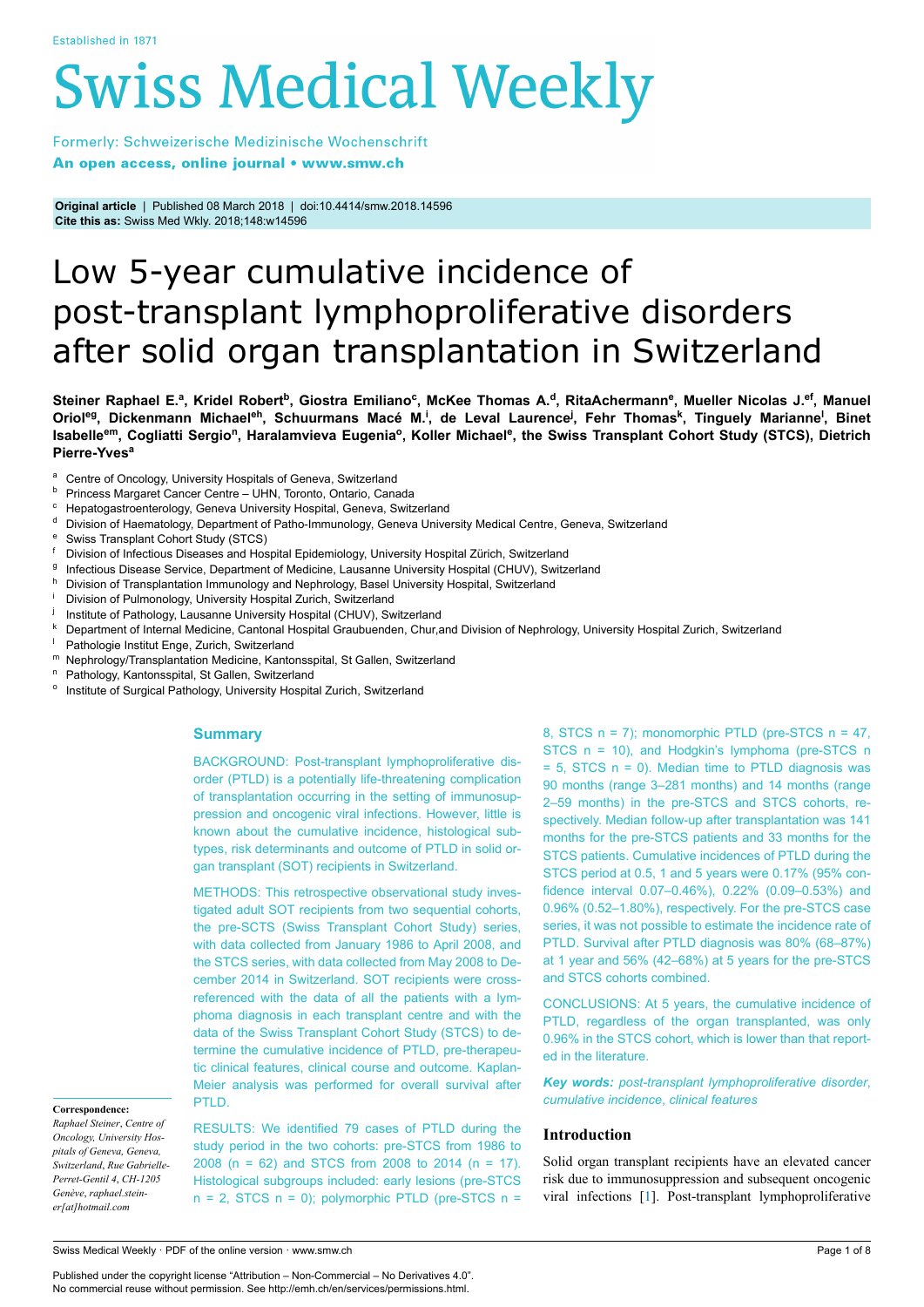Established in 1871

# Swiss Medical Weekly

Formerly: Schweizerische Medizinische Wochenschrift
**An open access, online journal • www.smw.ch**

**Original article** | Published 08 March 2018 | doi:10.4414/smw.2018.14596
**Cite this as:** Swiss Med Wkly. 2018;148:w14596

# Low 5-year cumulative incidence of post-transplant lymphoproliferative disorders after solid organ transplantation in Switzerland

**Steiner Raphael E.[a], Kridel Robert[b], Giostra Emiliano[c], McKee Thomas A.[d], RitaAchermann[e], Mueller Nicolas J.[ef], Manuel Oriol[eg], Dickenmann Michael[eh], Schuurmans Macé M.[i], de Leval Laurence[j], Fehr Thomas[k], Tinguely Marianne[l], Binet Isabelle[em], Cogliatti Sergio[n], Haralamvieva Eugenia[o], Koller Michael[e], the Swiss Transplant Cohort Study (STCS), Dietrich Pierre-Yves[a]**

[a] Centre of Oncology, University Hospitals of Geneva, Switzerland
[b] Princess Margaret Cancer Centre – UHN, Toronto, Ontario, Canada
[c] Hepatogastroenterology, Geneva University Hospital, Geneva, Switzerland
[d] Division of Haematology, Department of Patho-Immunology, Geneva University Medical Centre, Geneva, Switzerland
[e] Swiss Transplant Cohort Study (STCS)
[f] Division of Infectious Diseases and Hospital Epidemiology, University Hospital Zürich, Switzerland
[g] Infectious Disease Service, Department of Medicine, Lausanne University Hospital (CHUV), Switzerland
[h] Division of Transplantation Immunology and Nephrology, Basel University Hospital, Switzerland
[i] Division of Pulmonology, University Hospital Zurich, Switzerland
[j] Institute of Pathology, Lausanne University Hospital (CHUV), Switzerland
[k] Department of Internal Medicine, Cantonal Hospital Graubuenden, Chur,and Division of Nephrology, University Hospital Zurich, Switzerland
[l] Pathologie Institut Enge, Zurich, Switzerland
[m] Nephrology/Transplantation Medicine, Kantonsspital, St Gallen, Switzerland
[n] Pathology, Kantonsspital, St Gallen, Switzerland
[o] Institute of Surgical Pathology, University Hospital Zurich, Switzerland

## Summary

BACKGROUND: Post-transplant lymphoproliferative disorder (PTLD) is a potentially life-threatening complication of transplantation occurring in the setting of immunosuppression and oncogenic viral infections. However, little is known about the cumulative incidence, histological subtypes, risk determinants and outcome of PTLD in solid organ transplant (SOT) recipients in Switzerland.

METHODS: This retrospective observational study investigated adult SOT recipients from two sequential cohorts, the pre-SCTS (Swiss Transplant Cohort Study) series, with data collected from January 1986 to April 2008, and the STCS series, with data collected from May 2008 to December 2014 in Switzerland. SOT recipients were cross-referenced with the data of all the patients with a lymphoma diagnosis in each transplant centre and with the data of the Swiss Transplant Cohort Study (STCS) to determine the cumulative incidence of PTLD, pre-therapeutic clinical features, clinical course and outcome. Kaplan-Meier analysis was performed for overall survival after PTLD.

RESULTS: We identified 79 cases of PTLD during the study period in the two cohorts: pre-STCS from 1986 to 2008 (n = 62) and STCS from 2008 to 2014 (n = 17). Histological subgroups included: early lesions (pre-STCS n = 2, STCS n = 0); polymorphic PTLD (pre-STCS n = 8, STCS n = 7); monomorphic PTLD (pre-STCS n = 47, STCS n = 10), and Hodgkin's lymphoma (pre-STCS n = 5, STCS n = 0). Median time to PTLD diagnosis was 90 months (range 3–281 months) and 14 months (range 2–59 months) in the pre-STCS and STCS cohorts, respectively. Median follow-up after transplantation was 141 months for the pre-STCS patients and 33 months for the STCS patients. Cumulative incidences of PTLD during the STCS period at 0.5, 1 and 5 years were 0.17% (95% confidence interval 0.07–0.46%), 0.22% (0.09–0.53%) and 0.96% (0.52–1.80%), respectively. For the pre-STCS case series, it was not possible to estimate the incidence rate of PTLD. Survival after PTLD diagnosis was 80% (68–87%) at 1 year and 56% (42–68%) at 5 years for the pre-STCS and STCS cohorts combined.

CONCLUSIONS: At 5 years, the cumulative incidence of PTLD, regardless of the organ transplanted, was only 0.96% in the STCS cohort, which is lower than that reported in the literature.

***Key words:*** *post-transplant lymphoproliferative disorder, cumulative incidence, clinical features*

**Correspondence:**
*Raphael Steiner, Centre of Oncology, University Hospitals of Geneva, Geneva, Switzerland, Rue Gabrielle-Perret-Gentil 4, CH-1205 Genève, raphael.steiner[at]hotmail.com*

## Introduction

Solid organ transplant recipients have an elevated cancer risk due to immunosuppression and subsequent oncogenic viral infections [1]. Post-transplant lymphoproliferative

Published under the copyright license "Attribution – Non-Commercial – No Derivatives 4.0". No commercial reuse without permission. See http://emh.ch/en/services/permissions.html.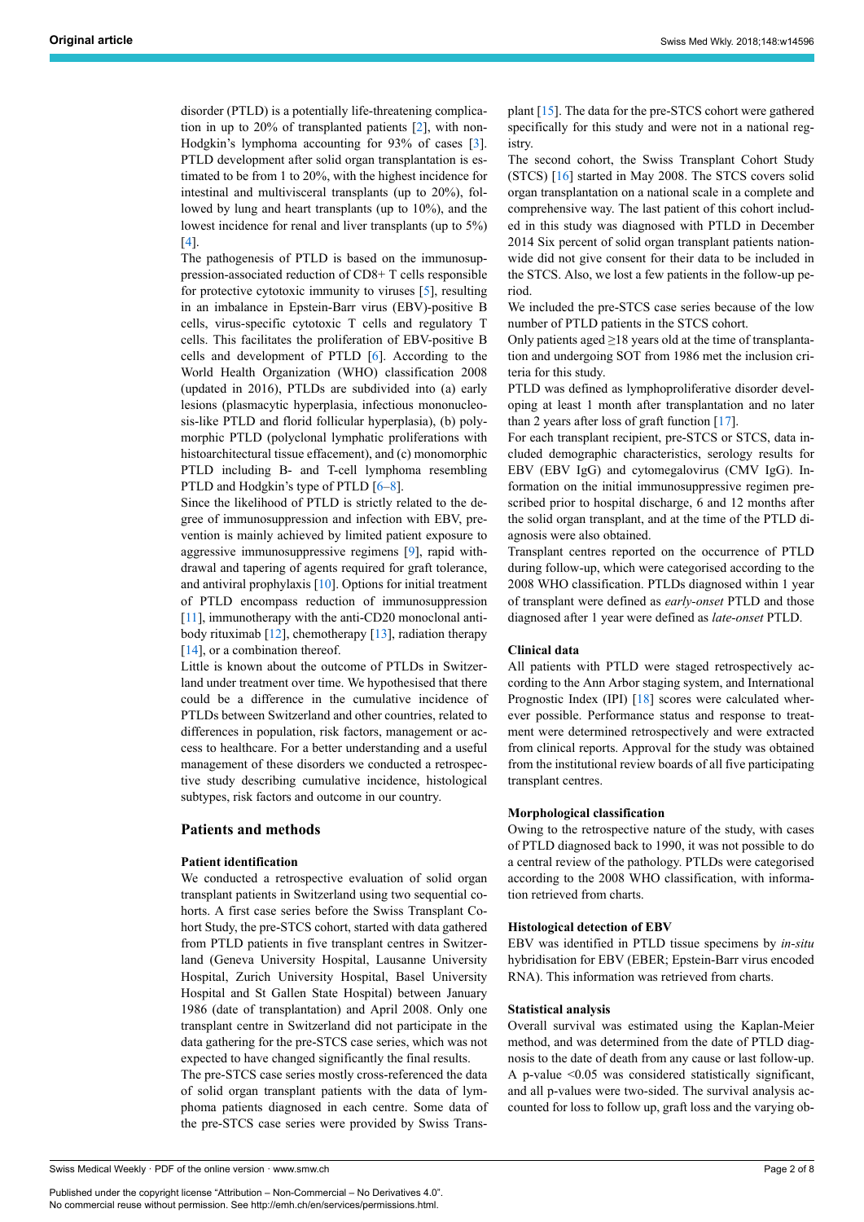disorder (PTLD) is a potentially life-threatening complication in up to 20% of transplanted patients [2], with non-Hodgkin's lymphoma accounting for 93% of cases [3]. PTLD development after solid organ transplantation is estimated to be from 1 to 20%, with the highest incidence for intestinal and multivisceral transplants (up to 20%), followed by lung and heart transplants (up to 10%), and the lowest incidence for renal and liver transplants (up to 5%) [4].

The pathogenesis of PTLD is based on the immunosuppression-associated reduction of CD8+ T cells responsible for protective cytotoxic immunity to viruses [5], resulting in an imbalance in Epstein-Barr virus (EBV)-positive B cells, virus-specific cytotoxic T cells and regulatory T cells. This facilitates the proliferation of EBV-positive B cells and development of PTLD [6]. According to the World Health Organization (WHO) classification 2008 (updated in 2016), PTLDs are subdivided into (a) early lesions (plasmacytic hyperplasia, infectious mononucleosis-like PTLD and florid follicular hyperplasia), (b) polymorphic PTLD (polyclonal lymphatic proliferations with histoarchitectural tissue effacement), and (c) monomorphic PTLD including B- and T-cell lymphoma resembling PTLD and Hodgkin's type of PTLD [6–8].

Since the likelihood of PTLD is strictly related to the degree of immunosuppression and infection with EBV, prevention is mainly achieved by limited patient exposure to aggressive immunosuppressive regimens [9], rapid withdrawal and tapering of agents required for graft tolerance, and antiviral prophylaxis [10]. Options for initial treatment of PTLD encompass reduction of immunosuppression [11], immunotherapy with the anti-CD20 monoclonal antibody rituximab [12], chemotherapy [13], radiation therapy [14], or a combination thereof.

Little is known about the outcome of PTLDs in Switzerland under treatment over time. We hypothesised that there could be a difference in the cumulative incidence of PTLDs between Switzerland and other countries, related to differences in population, risk factors, management or access to healthcare. For a better understanding and a useful management of these disorders we conducted a retrospective study describing cumulative incidence, histological subtypes, risk factors and outcome in our country.

## Patients and methods

### Patient identification

We conducted a retrospective evaluation of solid organ transplant patients in Switzerland using two sequential cohorts. A first case series before the Swiss Transplant Cohort Study, the pre-STCS cohort, started with data gathered from PTLD patients in five transplant centres in Switzerland (Geneva University Hospital, Lausanne University Hospital, Zurich University Hospital, Basel University Hospital and St Gallen State Hospital) between January 1986 (date of transplantation) and April 2008. Only one transplant centre in Switzerland did not participate in the data gathering for the pre-STCS case series, which was not expected to have changed significantly the final results.

The pre-STCS case series mostly cross-referenced the data of solid organ transplant patients with the data of lymphoma patients diagnosed in each centre. Some data of the pre-STCS case series were provided by Swiss Transplant [15]. The data for the pre-STCS cohort were gathered specifically for this study and were not in a national registry.

The second cohort, the Swiss Transplant Cohort Study (STCS) [16] started in May 2008. The STCS covers solid organ transplantation on a national scale in a complete and comprehensive way. The last patient of this cohort included in this study was diagnosed with PTLD in December 2014 Six percent of solid organ transplant patients nationwide did not give consent for their data to be included in the STCS. Also, we lost a few patients in the follow-up period.

We included the pre-STCS case series because of the low number of PTLD patients in the STCS cohort.

Only patients aged ≥18 years old at the time of transplantation and undergoing SOT from 1986 met the inclusion criteria for this study.

PTLD was defined as lymphoproliferative disorder developing at least 1 month after transplantation and no later than 2 years after loss of graft function [17].

For each transplant recipient, pre-STCS or STCS, data included demographic characteristics, serology results for EBV (EBV IgG) and cytomegalovirus (CMV IgG). Information on the initial immunosuppressive regimen prescribed prior to hospital discharge, 6 and 12 months after the solid organ transplant, and at the time of the PTLD diagnosis were also obtained.

Transplant centres reported on the occurrence of PTLD during follow-up, which were categorised according to the 2008 WHO classification. PTLDs diagnosed within 1 year of transplant were defined as *early-onset* PTLD and those diagnosed after 1 year were defined as *late-onset* PTLD.

### Clinical data

All patients with PTLD were staged retrospectively according to the Ann Arbor staging system, and International Prognostic Index (IPI) [18] scores were calculated wherever possible. Performance status and response to treatment were determined retrospectively and were extracted from clinical reports. Approval for the study was obtained from the institutional review boards of all five participating transplant centres.

### Morphological classification

Owing to the retrospective nature of the study, with cases of PTLD diagnosed back to 1990, it was not possible to do a central review of the pathology. PTLDs were categorised according to the 2008 WHO classification, with information retrieved from charts.

### Histological detection of EBV

EBV was identified in PTLD tissue specimens by *in-situ* hybridisation for EBV (EBER; Epstein-Barr virus encoded RNA). This information was retrieved from charts.

### Statistical analysis

Overall survival was estimated using the Kaplan-Meier method, and was determined from the date of PTLD diagnosis to the date of death from any cause or last follow-up. A p-value $<0.05$ was considered statistically significant, and all p-values were two-sided. The survival analysis accounted for loss to follow up, graft loss and the varying ob-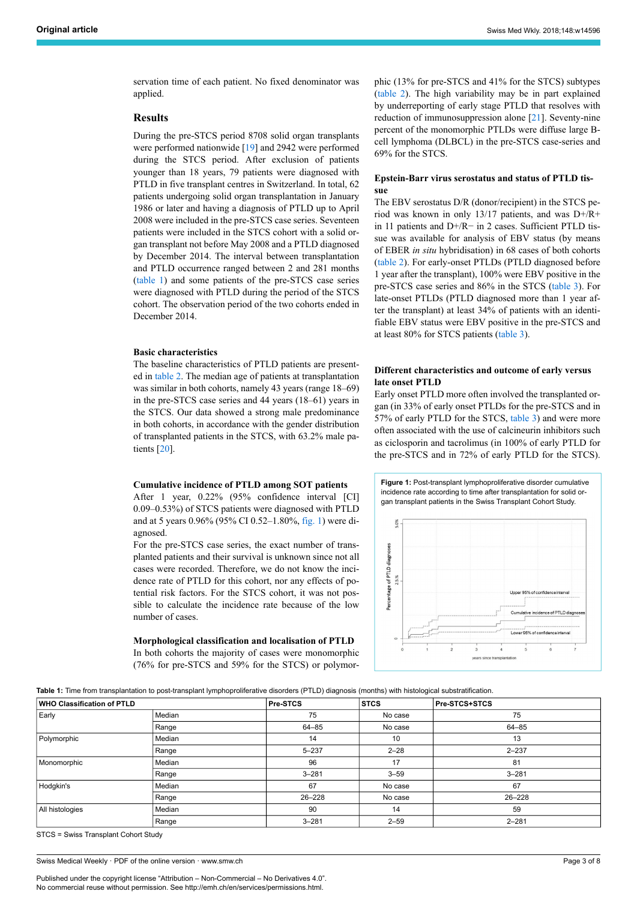servation time of each patient. No fixed denominator was applied.

## Results

During the pre-STCS period 8708 solid organ transplants were performed nationwide [19] and 2942 were performed during the STCS period. After exclusion of patients younger than 18 years, 79 patients were diagnosed with PTLD in five transplant centres in Switzerland. In total, 62 patients undergoing solid organ transplantation in January 1986 or later and having a diagnosis of PTLD up to April 2008 were included in the pre-STCS case series. Seventeen patients were included in the STCS cohort with a solid organ transplant not before May 2008 and a PTLD diagnosed by December 2014. The interval between transplantation and PTLD occurrence ranged between 2 and 281 months (table 1) and some patients of the pre-STCS case series were diagnosed with PTLD during the period of the STCS cohort. The observation period of the two cohorts ended in December 2014.

### Basic characteristics

The baseline characteristics of PTLD patients are presented in table 2. The median age of patients at transplantation was similar in both cohorts, namely 43 years (range 18–69) in the pre-STCS case series and 44 years (18–61) years in the STCS. Our data showed a strong male predominance in both cohorts, in accordance with the gender distribution of transplanted patients in the STCS, with 63.2% male patients [20].

### Cumulative incidence of PTLD among SOT patients

After 1 year, 0.22% (95% confidence interval [CI] 0.09–0.53%) of STCS patients were diagnosed with PTLD and at 5 years 0.96% (95% CI 0.52–1.80%, fig. 1) were diagnosed.

For the pre-STCS case series, the exact number of transplanted patients and their survival is unknown since not all cases were recorded. Therefore, we do not know the incidence rate of PTLD for this cohort, nor any effects of potential risk factors. For the STCS cohort, it was not possible to calculate the incidence rate because of the low number of cases.

### Morphological classification and localisation of PTLD

In both cohorts the majority of cases were monomorphic (76% for pre-STCS and 59% for the STCS) or polymorphic (13% for pre-STCS and 41% for the STCS) subtypes (table 2). The high variability may be in part explained by underreporting of early stage PTLD that resolves with reduction of immunosuppression alone [21]. Seventy-nine percent of the monomorphic PTLDs were diffuse large B-cell lymphoma (DLBCL) in the pre-STCS case-series and 69% for the STCS.

### Epstein-Barr virus serostatus and status of PTLD tissue

The EBV serostatus D/R (donor/recipient) in the STCS period was known in only 13/17 patients, and was D+/R+ in 11 patients and D+/R− in 2 cases. Sufficient PTLD tissue was available for analysis of EBV status (by means of EBER *in situ* hybridisation) in 68 cases of both cohorts (table 2). For early-onset PTLDs (PTLD diagnosed before 1 year after the transplant), 100% were EBV positive in the pre-STCS case series and 86% in the STCS (table 3). For late-onset PTLDs (PTLD diagnosed more than 1 year after the transplant) at least 34% of patients with an identifiable EBV status were EBV positive in the pre-STCS and at least 80% for STCS patients (table 3).

### Different characteristics and outcome of early versus late onset PTLD

Early onset PTLD more often involved the transplanted organ (in 33% of early onset PTLDs for the pre-STCS and in 57% of early PTLD for the STCS, table 3) and were more often associated with the use of calcineurin inhibitors such as ciclosporin and tacrolimus (in 100% of early PTLD for the pre-STCS and in 72% of early PTLD for the STCS).

**Figure 1:** Post-transplant lymphoproliferative disorder cumulative incidence rate according to time after transplantation for solid organ transplant patients in the Swiss Transplant Cohort Study.

**Table 1:** Time from transplantation to post-transplant lymphoproliferative disorders (PTLD) diagnosis (months) with histological substratification.

| WHO Classification of PTLD | | Pre-STCS | STCS | Pre-STCS+STCS |
|---|---|---|---|---|
| Early | Median | 75 | No case | 75 |
| | Range | 64–85 | No case | 64–85 |
| Polymorphic | Median | 14 | 10 | 13 |
| | Range | 5–237 | 2–28 | 2–237 |
| Monomorphic | Median | 96 | 17 | 81 |
| | Range | 3–281 | 3–59 | 3–281 |
| Hodgkin's | Median | 67 | No case | 67 |
| | Range | 26–228 | No case | 26–228 |
| All histologies | Median | 90 | 14 | 59 |
| | Range | 3–281 | 2–59 | 2–281 |

STCS = Swiss Transplant Cohort Study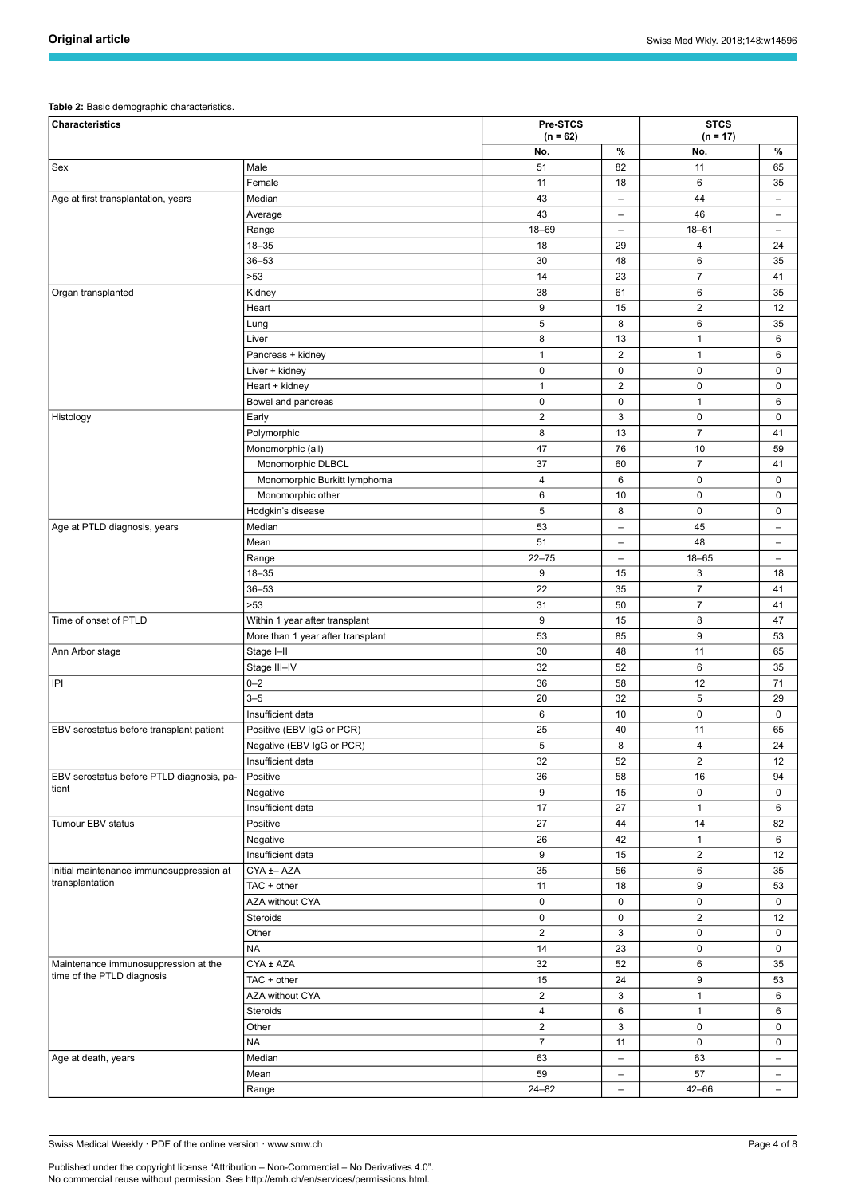**Table 2:** Basic demographic characteristics.

| Characteristics | | Pre-STCS (n = 62) | | STCS (n = 17) | |
|---|---|---|---|---|---|
| | | No. | % | No. | % |
| Sex | Male | 51 | 82 | 11 | 65 |
| | Female | 11 | 18 | 6 | 35 |
| Age at first transplantation, years | Median | 43 | – | 44 | – |
| | Average | 43 | – | 46 | – |
| | Range | 18–69 | – | 18–61 | – |
| | 18–35 | 18 | 29 | 4 | 24 |
| | 36–53 | 30 | 48 | 6 | 35 |
| | >53 | 14 | 23 | 7 | 41 |
| Organ transplanted | Kidney | 38 | 61 | 6 | 35 |
| | Heart | 9 | 15 | 2 | 12 |
| | Lung | 5 | 8 | 6 | 35 |
| | Liver | 8 | 13 | 1 | 6 |
| | Pancreas + kidney | 1 | 2 | 1 | 6 |
| | Liver + kidney | 0 | 0 | 0 | 0 |
| | Heart + kidney | 1 | 2 | 0 | 0 |
| | Bowel and pancreas | 0 | 0 | 1 | 6 |
| Histology | Early | 2 | 3 | 0 | 0 |
| | Polymorphic | 8 | 13 | 7 | 41 |
| | Monomorphic (all) | 47 | 76 | 10 | 59 |
| | Monomorphic DLBCL | 37 | 60 | 7 | 41 |
| | Monomorphic Burkitt lymphoma | 4 | 6 | 0 | 0 |
| | Monomorphic other | 6 | 10 | 0 | 0 |
| | Hodgkin's disease | 5 | 8 | 0 | 0 |
| Age at PTLD diagnosis, years | Median | 53 | – | 45 | – |
| | Mean | 51 | – | 48 | – |
| | Range | 22–75 | – | 18–65 | – |
| | 18–35 | 9 | 15 | 3 | 18 |
| | 36–53 | 22 | 35 | 7 | 41 |
| | >53 | 31 | 50 | 7 | 41 |
| Time of onset of PTLD | Within 1 year after transplant | 9 | 15 | 8 | 47 |
| | More than 1 year after transplant | 53 | 85 | 9 | 53 |
| Ann Arbor stage | Stage I–II | 30 | 48 | 11 | 65 |
| | Stage III–IV | 32 | 52 | 6 | 35 |
| IPI | 0–2 | 36 | 58 | 12 | 71 |
| | 3–5 | 20 | 32 | 5 | 29 |
| | Insufficient data | 6 | 10 | 0 | 0 |
| EBV serostatus before transplant patient | Positive (EBV IgG or PCR) | 25 | 40 | 11 | 65 |
| | Negative (EBV IgG or PCR) | 5 | 8 | 4 | 24 |
| | Insufficient data | 32 | 52 | 2 | 12 |
| EBV serostatus before PTLD diagnosis, patient | Positive | 36 | 58 | 16 | 94 |
| | Negative | 9 | 15 | 0 | 0 |
| | Insufficient data | 17 | 27 | 1 | 6 |
| Tumour EBV status | Positive | 27 | 44 | 14 | 82 |
| | Negative | 26 | 42 | 1 | 6 |
| | Insufficient data | 9 | 15 | 2 | 12 |
| Initial maintenance immunosuppression at transplantation | CYA ±– AZA | 35 | 56 | 6 | 35 |
| | TAC + other | 11 | 18 | 9 | 53 |
| | AZA without CYA | 0 | 0 | 0 | 0 |
| | Steroids | 0 | 0 | 2 | 12 |
| | Other | 2 | 3 | 0 | 0 |
| | NA | 14 | 23 | 0 | 0 |
| Maintenance immunosuppression at the time of the PTLD diagnosis | CYA ± AZA | 32 | 52 | 6 | 35 |
| | TAC + other | 15 | 24 | 9 | 53 |
| | AZA without CYA | 2 | 3 | 1 | 6 |
| | Steroids | 4 | 6 | 1 | 6 |
| | Other | 2 | 3 | 0 | 0 |
| | NA | 7 | 11 | 0 | 0 |
| Age at death, years | Median | 63 | – | 63 | – |
| | Mean | 59 | – | 57 | – |
| | Range | 24–82 | – | 42–66 | – |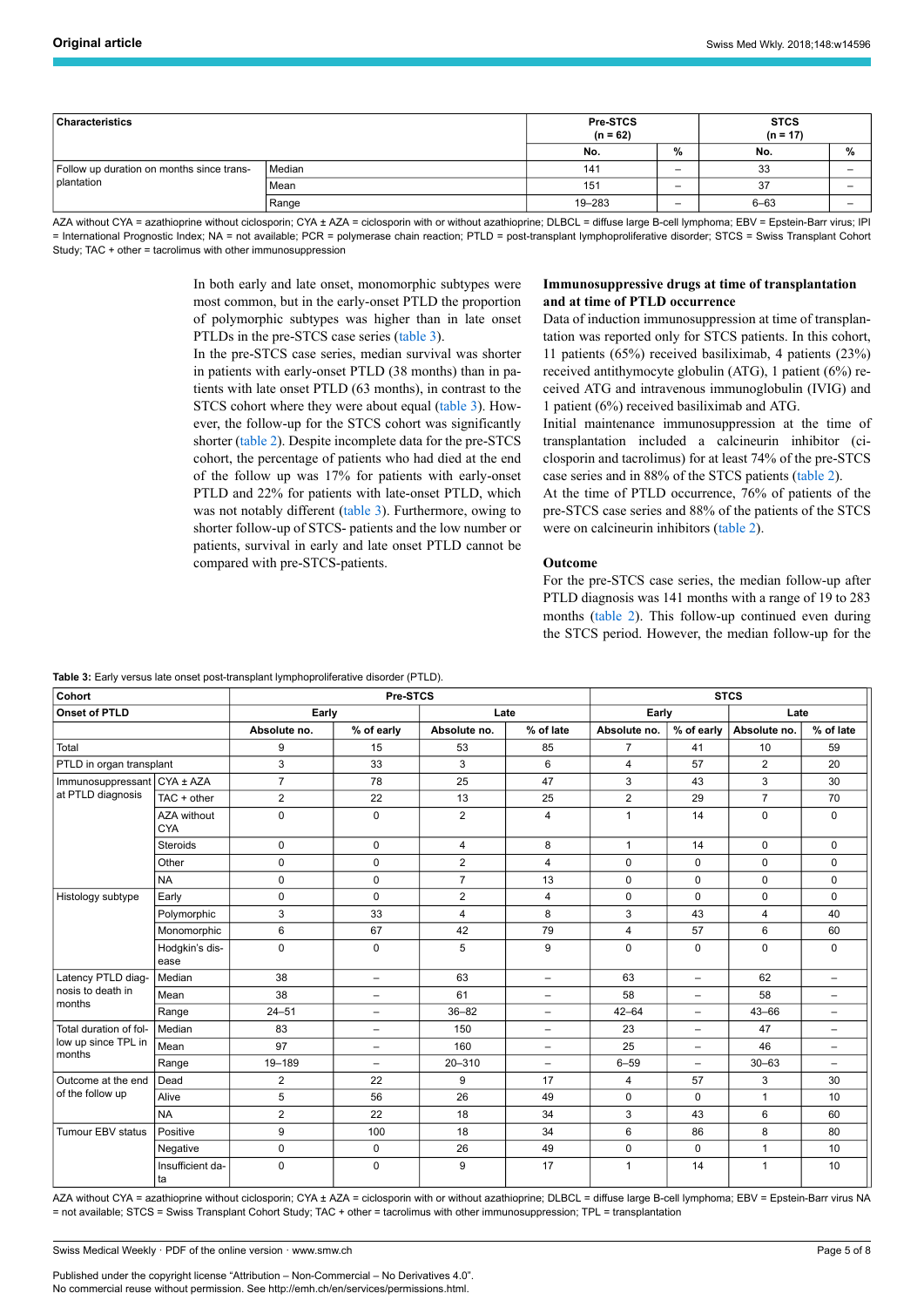| Characteristics | | Pre-STCS (n = 62) | | STCS (n = 17) | |
|---|---|---|---|---|---|
| | | No. | % | No. | % |
| Follow up duration on months since transplantation | Median | 141 | – | 33 | – |
| | Mean | 151 | – | 37 | – |
| | Range | 19–283 | – | 6–63 | – |

AZA without CYA = azathioprine without ciclosporin; CYA ± AZA = ciclosporin with or without azathioprine; DLBCL = diffuse large B-cell lymphoma; EBV = Epstein-Barr virus; IPI = International Prognostic Index; NA = not available; PCR = polymerase chain reaction; PTLD = post-transplant lymphoproliferative disorder; STCS = Swiss Transplant Cohort Study; TAC + other = tacrolimus with other immunosuppression

In both early and late onset, monomorphic subtypes were most common, but in the early-onset PTLD the proportion of polymorphic subtypes was higher than in late onset PTLDs in the pre-STCS case series (table 3).

In the pre-STCS case series, median survival was shorter in patients with early-onset PTLD (38 months) than in patients with late onset PTLD (63 months), in contrast to the STCS cohort where they were about equal (table 3). However, the follow-up for the STCS cohort was significantly shorter (table 2). Despite incomplete data for the pre-STCS cohort, the percentage of patients who had died at the end of the follow up was 17% for patients with early-onset PTLD and 22% for patients with late-onset PTLD, which was not notably different (table 3). Furthermore, owing to shorter follow-up of STCS- patients and the low number or patients, survival in early and late onset PTLD cannot be compared with pre-STCS-patients.

### Immunosuppressive drugs at time of transplantation and at time of PTLD occurrence

Data of induction immunosuppression at time of transplantation was reported only for STCS patients. In this cohort, 11 patients (65%) received basiliximab, 4 patients (23%) received antithymocyte globulin (ATG), 1 patient (6%) received ATG and intravenous immunoglobulin (IVIG) and 1 patient (6%) received basiliximab and ATG.

Initial maintenance immunosuppression at the time of transplantation included a calcineurin inhibitor (ciclosporin and tacrolimus) for at least 74% of the pre-STCS case series and in 88% of the STCS patients (table 2).

At the time of PTLD occurrence, 76% of patients of the pre-STCS case series and 88% of the patients of the STCS were on calcineurin inhibitors (table 2).

### Outcome

For the pre-STCS case series, the median follow-up after PTLD diagnosis was 141 months with a range of 19 to 283 months (table 2). This follow-up continued even during the STCS period. However, the median follow-up for the

**Table 3:** Early versus late onset post-transplant lymphoproliferative disorder (PTLD).

| Cohort | | Pre-STCS | | | | STCS | | | |
|---|---|---|---|---|---|---|---|---|---|
| Onset of PTLD | | Early | | Late | | Early | | Late | |
| | | Absolute no. | % of early | Absolute no. | % of late | Absolute no. | % of early | Absolute no. | % of late |
| Total | | 9 | 15 | 53 | 85 | 7 | 41 | 10 | 59 |
| PTLD in organ transplant | | 3 | 33 | 3 | 6 | 4 | 57 | 2 | 20 |
| Immunosuppressant at PTLD diagnosis | CYA ± AZA | 7 | 78 | 25 | 47 | 3 | 43 | 3 | 30 |
| | TAC + other | 2 | 22 | 13 | 25 | 2 | 29 | 7 | 70 |
| | AZA without CYA | 0 | 0 | 2 | 4 | 1 | 14 | 0 | 0 |
| | Steroids | 0 | 0 | 4 | 8 | 1 | 14 | 0 | 0 |
| | Other | 0 | 0 | 2 | 4 | 0 | 0 | 0 | 0 |
| | NA | 0 | 0 | 7 | 13 | 0 | 0 | 0 | 0 |
| Histology subtype | Early | 0 | 0 | 2 | 4 | 0 | 0 | 0 | 0 |
| | Polymorphic | 3 | 33 | 4 | 8 | 3 | 43 | 4 | 40 |
| | Monomorphic | 6 | 67 | 42 | 79 | 4 | 57 | 6 | 60 |
| | Hodgkin's disease | 0 | 0 | 5 | 9 | 0 | 0 | 0 | 0 |
| Latency PTLD diagnosis to death in months | Median | 38 | – | 63 | – | 63 | – | 62 | – |
| | Mean | 38 | – | 61 | – | 58 | – | 58 | – |
| | Range | 24–51 | – | 36–82 | – | 42–64 | – | 43–66 | – |
| Total duration of follow up since TPL in months | Median | 83 | – | 150 | – | 23 | – | 47 | – |
| | Mean | 97 | – | 160 | – | 25 | – | 46 | – |
| | Range | 19–189 | – | 20–310 | – | 6–59 | – | 30–63 | – |
| Outcome at the end of the follow up | Dead | 2 | 22 | 9 | 17 | 4 | 57 | 3 | 30 |
| | Alive | 5 | 56 | 26 | 49 | 0 | 0 | 1 | 10 |
| | NA | 2 | 22 | 18 | 34 | 3 | 43 | 6 | 60 |
| Tumour EBV status | Positive | 9 | 100 | 18 | 34 | 6 | 86 | 8 | 80 |
| | Negative | 0 | 0 | 26 | 49 | 0 | 0 | 1 | 10 |
| | Insufficient data | 0 | 0 | 9 | 17 | 1 | 14 | 1 | 10 |

AZA without CYA = azathioprine without ciclosporin; CYA ± AZA = ciclosporin with or without azathioprine; DLBCL = diffuse large B-cell lymphoma; EBV = Epstein-Barr virus NA = not available; STCS = Swiss Transplant Cohort Study; TAC + other = tacrolimus with other immunosuppression; TPL = transplantation

Published under the copyright license "Attribution – Non-Commercial – No Derivatives 4.0". No commercial reuse without permission. See http://emh.ch/en/services/permissions.html.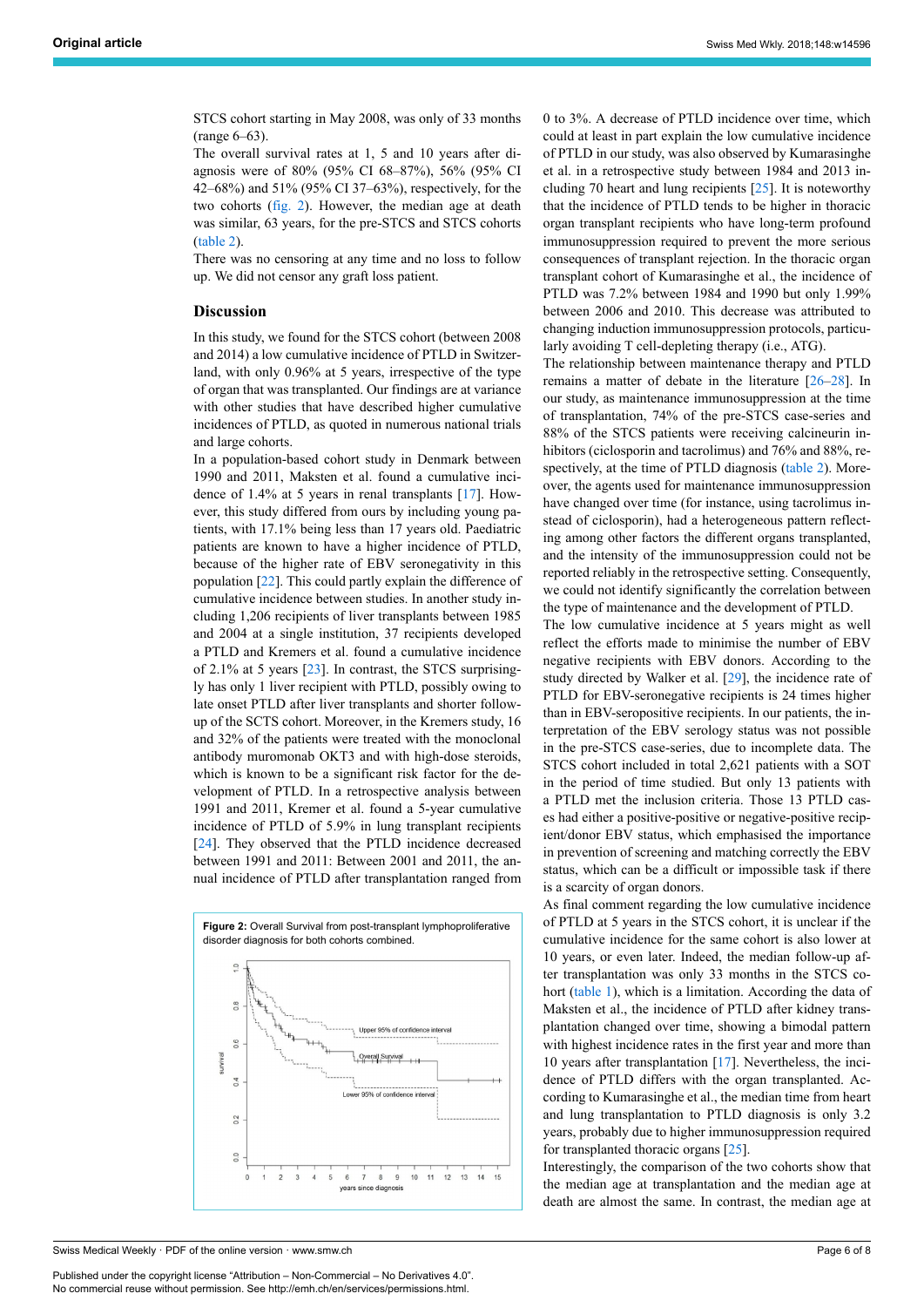STCS cohort starting in May 2008, was only of 33 months (range 6–63).

The overall survival rates at 1, 5 and 10 years after diagnosis were of 80% (95% CI 68–87%), 56% (95% CI 42–68%) and 51% (95% CI 37–63%), respectively, for the two cohorts (fig. 2). However, the median age at death was similar, 63 years, for the pre-STCS and STCS cohorts (table 2).

There was no censoring at any time and no loss to follow up. We did not censor any graft loss patient.

## Discussion

In this study, we found for the STCS cohort (between 2008 and 2014) a low cumulative incidence of PTLD in Switzerland, with only 0.96% at 5 years, irrespective of the type of organ that was transplanted. Our findings are at variance with other studies that have described higher cumulative incidences of PTLD, as quoted in numerous national trials and large cohorts.

In a population-based cohort study in Denmark between 1990 and 2011, Maksten et al. found a cumulative incidence of 1.4% at 5 years in renal transplants [17]. However, this study differed from ours by including young patients, with 17.1% being less than 17 years old. Paediatric patients are known to have a higher incidence of PTLD, because of the higher rate of EBV seronegativity in this population [22]. This could partly explain the difference of cumulative incidence between studies. In another study including 1,206 recipients of liver transplants between 1985 and 2004 at a single institution, 37 recipients developed a PTLD and Kremers et al. found a cumulative incidence of 2.1% at 5 years [23]. In contrast, the STCS surprisingly has only 1 liver recipient with PTLD, possibly owing to late onset PTLD after liver transplants and shorter follow-up of the SCTS cohort. Moreover, in the Kremers study, 16 and 32% of the patients were treated with the monoclonal antibody muromonab OKT3 and with high-dose steroids, which is known to be a significant risk factor for the development of PTLD. In a retrospective analysis between 1991 and 2011, Kremer et al. found a 5-year cumulative incidence of PTLD of 5.9% in lung transplant recipients [24]. They observed that the PTLD incidence decreased between 1991 and 2011: Between 2001 and 2011, the annual incidence of PTLD after transplantation ranged from 0 to 3%. A decrease of PTLD incidence over time, which could at least in part explain the low cumulative incidence of PTLD in our study, was also observed by Kumarasinghe et al. in a retrospective study between 1984 and 2013 including 70 heart and lung recipients [25]. It is noteworthy that the incidence of PTLD tends to be higher in thoracic organ transplant recipients who have long-term profound immunosuppression required to prevent the more serious consequences of transplant rejection. In the thoracic organ transplant cohort of Kumarasinghe et al., the incidence of PTLD was 7.2% between 1984 and 1990 but only 1.99% between 2006 and 2010. This decrease was attributed to changing induction immunosuppression protocols, particularly avoiding T cell-depleting therapy (i.e., ATG).

The relationship between maintenance therapy and PTLD remains a matter of debate in the literature [26–28]. In our study, as maintenance immunosuppression at the time of transplantation, 74% of the pre-STCS case-series and 88% of the STCS patients were receiving calcineurin inhibitors (ciclosporin and tacrolimus) and 76% and 88%, respectively, at the time of PTLD diagnosis (table 2). Moreover, the agents used for maintenance immunosuppression have changed over time (for instance, using tacrolimus instead of ciclosporin), had a heterogeneous pattern reflecting among other factors the different organs transplanted, and the intensity of the immunosuppression could not be reported reliably in the retrospective setting. Consequently, we could not identify significantly the correlation between the type of maintenance and the development of PTLD.

The low cumulative incidence at 5 years might as well reflect the efforts made to minimise the number of EBV negative recipients with EBV donors. According to the study directed by Walker et al. [29], the incidence rate of PTLD for EBV-seronegative recipients is 24 times higher than in EBV-seropositive recipients. In our patients, the interpretation of the EBV serology status was not possible in the pre-STCS case-series, due to incomplete data. The STCS cohort included in total 2,621 patients with a SOT in the period of time studied. But only 13 patients with a PTLD met the inclusion criteria. Those 13 PTLD cases had either a positive-positive or negative-positive recipient/donor EBV status, which emphasised the importance in prevention of screening and matching correctly the EBV status, which can be a difficult or impossible task if there is a scarcity of organ donors.

As final comment regarding the low cumulative incidence of PTLD at 5 years in the STCS cohort, it is unclear if the cumulative incidence for the same cohort is also lower at 10 years, or even later. Indeed, the median follow-up after transplantation was only 33 months in the STCS cohort (table 1), which is a limitation. According the data of Maksten et al., the incidence of PTLD after kidney transplantation changed over time, showing a bimodal pattern with highest incidence rates in the first year and more than 10 years after transplantation [17]. Nevertheless, the incidence of PTLD differs with the organ transplanted. According to Kumarasinghe et al., the median time from heart and lung transplantation to PTLD diagnosis is only 3.2 years, probably due to higher immunosuppression required for transplanted thoracic organs [25].

Interestingly, the comparison of the two cohorts show that the median age at transplantation and the median age at death are almost the same. In contrast, the median age at

**Figure 2:** Overall Survival from post-transplant lymphoproliferative disorder diagnosis for both cohorts combined.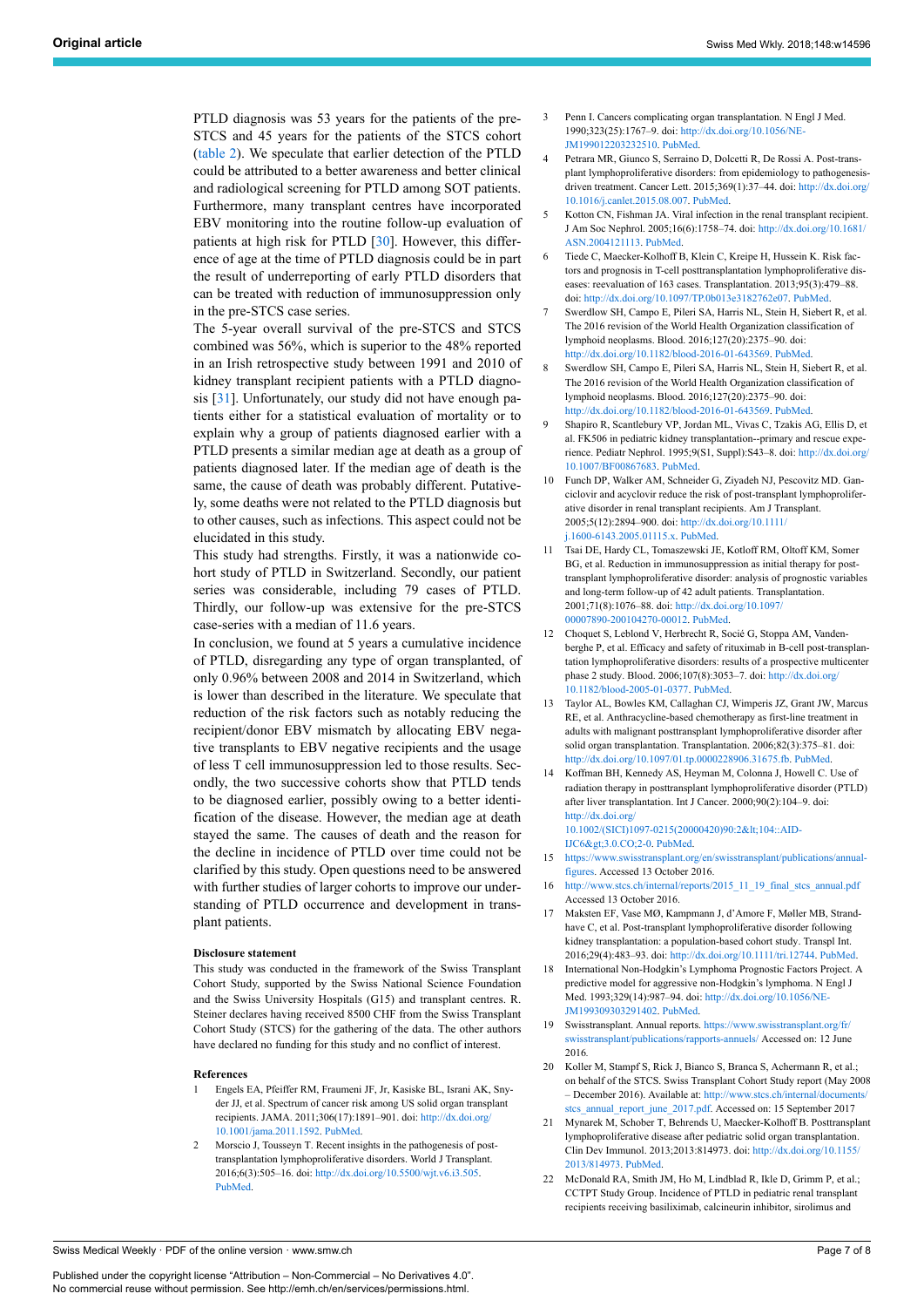PTLD diagnosis was 53 years for the patients of the pre-STCS and 45 years for the patients of the STCS cohort (table 2). We speculate that earlier detection of the PTLD could be attributed to a better awareness and better clinical and radiological screening for PTLD among SOT patients. Furthermore, many transplant centres have incorporated EBV monitoring into the routine follow-up evaluation of patients at high risk for PTLD [30]. However, this difference of age at the time of PTLD diagnosis could be in part the result of underreporting of early PTLD disorders that can be treated with reduction of immunosuppression only in the pre-STCS case series.

The 5-year overall survival of the pre-STCS and STCS combined was 56%, which is superior to the 48% reported in an Irish retrospective study between 1991 and 2010 of kidney transplant recipient patients with a PTLD diagnosis [31]. Unfortunately, our study did not have enough patients either for a statistical evaluation of mortality or to explain why a group of patients diagnosed earlier with a PTLD presents a similar median age at death as a group of patients diagnosed later. If the median age of death is the same, the cause of death was probably different. Putatively, some deaths were not related to the PTLD diagnosis but to other causes, such as infections. This aspect could not be elucidated in this study.

This study had strengths. Firstly, it was a nationwide cohort study of PTLD in Switzerland. Secondly, our patient series was considerable, including 79 cases of PTLD. Thirdly, our follow-up was extensive for the pre-STCS case-series with a median of 11.6 years.

In conclusion, we found at 5 years a cumulative incidence of PTLD, disregarding any type of organ transplanted, of only 0.96% between 2008 and 2014 in Switzerland, which is lower than described in the literature. We speculate that reduction of the risk factors such as notably reducing the recipient/donor EBV mismatch by allocating EBV negative transplants to EBV negative recipients and the usage of less T cell immunosuppression led to those results. Secondly, the two successive cohorts show that PTLD tends to be diagnosed earlier, possibly owing to a better identification of the disease. However, the median age at death stayed the same. The causes of death and the reason for the decline in incidence of PTLD over time could not be clarified by this study. Open questions need to be answered with further studies of larger cohorts to improve our understanding of PTLD occurrence and development in transplant patients.

#### Disclosure statement

This study was conducted in the framework of the Swiss Transplant Cohort Study, supported by the Swiss National Science Foundation and the Swiss University Hospitals (G15) and transplant centres. R. Steiner declares having received 8500 CHF from the Swiss Transplant Cohort Study (STCS) for the gathering of the data. The other authors have declared no funding for this study and no conflict of interest.

#### References

1. Engels EA, Pfeiffer RM, Fraumeni JF, Jr, Kasiske BL, Israni AK, Snyder JJ, et al. Spectrum of cancer risk among US solid organ transplant recipients. JAMA. 2011;306(17):1891–901. doi: http://dx.doi.org/10.1001/jama.2011.1592. PubMed.
2. Morscio J, Tousseyn T. Recent insights in the pathogenesis of post-transplantation lymphoproliferative disorders. World J Transplant. 2016;6(3):505–16. doi: http://dx.doi.org/10.5500/wjt.v6.i3.505. PubMed.
3. Penn I. Cancers complicating organ transplantation. N Engl J Med. 1990;323(25):1767–9. doi: http://dx.doi.org/10.1056/NEJM199012203232510. PubMed.
4. Petrara MR, Giunco S, Serraino D, Dolcetti R, De Rossi A. Post-transplant lymphoproliferative disorders: from epidemiology to pathogenesis-driven treatment. Cancer Lett. 2015;369(1):37–44. doi: http://dx.doi.org/10.1016/j.canlet.2015.08.007. PubMed.
5. Kotton CN, Fishman JA. Viral infection in the renal transplant recipient. J Am Soc Nephrol. 2005;16(6):1758–74. doi: http://dx.doi.org/10.1681/ASN.2004121113. PubMed.
6. Tiede C, Maecker-Kolhoff B, Klein C, Kreipe H, Hussein K. Risk factors and prognosis in T-cell posttransplantation lymphoproliferative diseases: reevaluation of 163 cases. Transplantation. 2013;95(3):479–88. doi: http://dx.doi.org/10.1097/TP.0b013e3182762e07. PubMed.
7. Swerdlow SH, Campo E, Pileri SA, Harris NL, Stein H, Siebert R, et al. The 2016 revision of the World Health Organization classification of lymphoid neoplasms. Blood. 2016;127(20):2375–90. doi: http://dx.doi.org/10.1182/blood-2016-01-643569. PubMed.
8. Swerdlow SH, Campo E, Pileri SA, Harris NL, Stein H, Siebert R, et al. The 2016 revision of the World Health Organization classification of lymphoid neoplasms. Blood. 2016;127(20):2375–90. doi: http://dx.doi.org/10.1182/blood-2016-01-643569. PubMed.
9. Shapiro R, Scantlebury VP, Jordan ML, Vivas C, Tzakis AG, Ellis D, et al. FK506 in pediatric kidney transplantation--primary and rescue experience. Pediatr Nephrol. 1995;9(S1, Suppl):S43–8. doi: http://dx.doi.org/10.1007/BF00867683. PubMed.
10. Funch DP, Walker AM, Schneider G, Ziyadeh NJ, Pescovitz MD. Ganciclovir and acyclovir reduce the risk of post-transplant lymphoproliferative disorder in renal transplant recipients. Am J Transplant. 2005;5(12):2894–900. doi: http://dx.doi.org/10.1111/j.1600-6143.2005.01115.x. PubMed.
11. Tsai DE, Hardy CL, Tomaszewski JE, Kotloff RM, Oltoff KM, Somer BG, et al. Reduction in immunosuppression as initial therapy for post-transplant lymphoproliferative disorder: analysis of prognostic variables and long-term follow-up of 42 adult patients. Transplantation. 2001;71(8):1076–88. doi: http://dx.doi.org/10.1097/00007890-200104270-00012. PubMed.
12. Choquet S, Leblond V, Herbrecht R, Socié G, Stoppa AM, Vandenberghe P, et al. Efficacy and safety of rituximab in B-cell post-transplantation lymphoproliferative disorders: results of a prospective multicenter phase 2 study. Blood. 2006;107(8):3053–7. doi: http://dx.doi.org/10.1182/blood-2005-01-0377. PubMed.
13. Taylor AL, Bowles KM, Callaghan CJ, Wimperis JZ, Grant JW, Marcus RE, et al. Anthracycline-based chemotherapy as first-line treatment in adults with malignant posttransplant lymphoproliferative disorder after solid organ transplantation. Transplantation. 2006;82(3):375–81. doi: http://dx.doi.org/10.1097/01.tp.0000228906.31675.fb. PubMed.
14. Koffman BH, Kennedy AS, Heyman M, Colonna J, Howell C. Use of radiation therapy in posttransplant lymphoproliferative disorder (PTLD) after liver transplantation. Int J Cancer. 2000;90(2):104–9. doi: http://dx.doi.org/10.1002/(SICI)1097-0215(20000420)90:2&lt;104::AID-IJC6&gt;3.0.CO;2-0. PubMed.
15. https://www.swisstransplant.org/en/swisstransplant/publications/annual-figures. Accessed 13 October 2016.
16. http://www.stcs.ch/internal/reports/2015_11_19_final_stcs_annual.pdf Accessed 13 October 2016.
17. Maksten EF, Vase MØ, Kampmann J, d'Amore F, Møller MB, Strandhave C, et al. Post-transplant lymphoproliferative disorder following kidney transplantation: a population-based cohort study. Transpl Int. 2016;29(4):483–93. doi: http://dx.doi.org/10.1111/tri.12744. PubMed.
18. International Non-Hodgkin's Lymphoma Prognostic Factors Project. A predictive model for aggressive non-Hodgkin's lymphoma. N Engl J Med. 1993;329(14):987–94. doi: http://dx.doi.org/10.1056/NEJM199309303291402. PubMed.
19. Swisstransplant. Annual reports. https://www.swisstransplant.org/fr/swisstransplant/publications/rapports-annuels/ Accessed on: 12 June 2016.
20. Koller M, Stampf S, Rick J, Bianco S, Branca S, Achermann R, et al.; on behalf of the STCS. Swiss Transplant Cohort Study report (May 2008 – December 2016). Available at: http://www.stcs.ch/internal/documents/stcs_annual_report_june_2017.pdf. Accessed on: 15 September 2017
21. Mynarek M, Schober T, Behrends U, Maecker-Kolhoff B. Posttransplant lymphoproliferative disease after pediatric solid organ transplantation. Clin Dev Immunol. 2013;2013:814973. doi: http://dx.doi.org/10.1155/2013/814973. PubMed.
22. McDonald RA, Smith JM, Ho M, Lindblad R, Ikle D, Grimm P, et al.; CCTPT Study Group. Incidence of PTLD in pediatric renal transplant recipients receiving basiliximab, calcineurin inhibitor, sirolimus and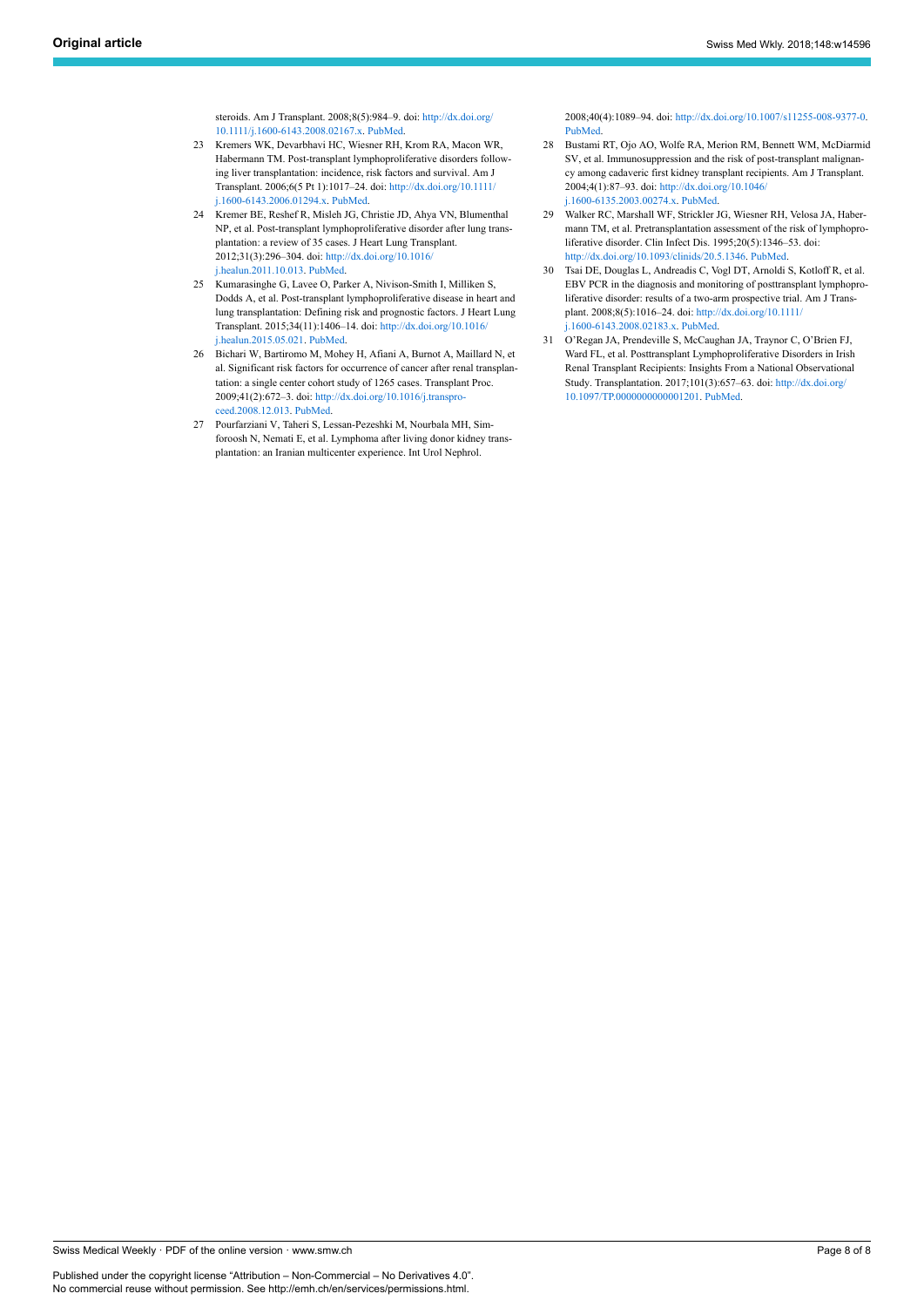steroids. Am J Transplant. 2008;8(5):984–9. doi: http://dx.doi.org/10.1111/j.1600-6143.2008.02167.x. PubMed.

23 Kremers WK, Devarbhavi HC, Wiesner RH, Krom RA, Macon WR, Habermann TM. Post-transplant lymphoproliferative disorders following liver transplantation: incidence, risk factors and survival. Am J Transplant. 2006;6(5 Pt 1):1017–24. doi: http://dx.doi.org/10.1111/j.1600-6143.2006.01294.x. PubMed.

24 Kremer BE, Reshef R, Misleh JG, Christie JD, Ahya VN, Blumenthal NP, et al. Post-transplant lymphoproliferative disorder after lung transplantation: a review of 35 cases. J Heart Lung Transplant. 2012;31(3):296–304. doi: http://dx.doi.org/10.1016/j.healun.2011.10.013. PubMed.

25 Kumarasinghe G, Lavee O, Parker A, Nivison-Smith I, Milliken S, Dodds A, et al. Post-transplant lymphoproliferative disease in heart and lung transplantation: Defining risk and prognostic factors. J Heart Lung Transplant. 2015;34(11):1406–14. doi: http://dx.doi.org/10.1016/j.healun.2015.05.021. PubMed.

26 Bichari W, Bartiromo M, Mohey H, Afiani A, Burnot A, Maillard N, et al. Significant risk factors for occurrence of cancer after renal transplantation: a single center cohort study of 1265 cases. Transplant Proc. 2009;41(2):672–3. doi: http://dx.doi.org/10.1016/j.transproceed.2008.12.013. PubMed.

27 Pourfarziani V, Taheri S, Lessan-Pezeshki M, Nourbala MH, Simforoosh N, Nemati E, et al. Lymphoma after living donor kidney transplantation: an Iranian multicenter experience. Int Urol Nephrol. 2008;40(4):1089–94. doi: http://dx.doi.org/10.1007/s11255-008-9377-0. PubMed.

28 Bustami RT, Ojo AO, Wolfe RA, Merion RM, Bennett WM, McDiarmid SV, et al. Immunosuppression and the risk of post-transplant malignancy among cadaveric first kidney transplant recipients. Am J Transplant. 2004;4(1):87–93. doi: http://dx.doi.org/10.1046/j.1600-6135.2003.00274.x. PubMed.

29 Walker RC, Marshall WF, Strickler JG, Wiesner RH, Velosa JA, Habermann TM, et al. Pretransplantation assessment of the risk of lymphoproliferative disorder. Clin Infect Dis. 1995;20(5):1346–53. doi: http://dx.doi.org/10.1093/clinids/20.5.1346. PubMed.

30 Tsai DE, Douglas L, Andreadis C, Vogl DT, Arnoldi S, Kotloff R, et al. EBV PCR in the diagnosis and monitoring of posttransplant lymphoproliferative disorder: results of a two-arm prospective trial. Am J Transplant. 2008;8(5):1016–24. doi: http://dx.doi.org/10.1111/j.1600-6143.2008.02183.x. PubMed.

31 O'Regan JA, Prendeville S, McCaughan JA, Traynor C, O'Brien FJ, Ward FL, et al. Posttransplant Lymphoproliferative Disorders in Irish Renal Transplant Recipients: Insights From a National Observational Study. Transplantation. 2017;101(3):657–63. doi: http://dx.doi.org/10.1097/TP.0000000000001201. PubMed.

Published under the copyright license "Attribution – Non-Commercial – No Derivatives 4.0". No commercial reuse without permission. See http://emh.ch/en/services/permissions.html.